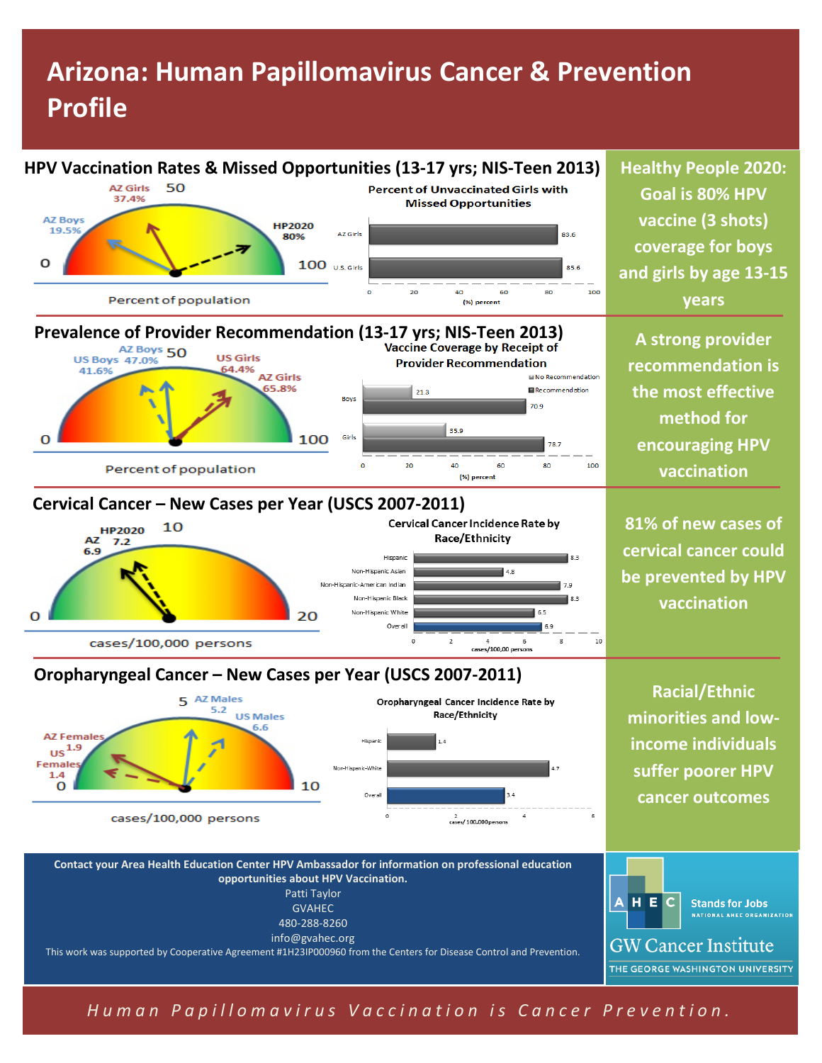# Arizona: Human Papillomavirus Cancer & Prevention Profile

## HPV Vaccination Rates & Missed Opportunities (13-17 yrs; NIS-Teen 2013)

AZ Girls 37.4% | AZ Boys 19.5% | HP2020 80%

Percent of population (0–100)

**Percent of Unvaccinated Girls with Missed Opportunities**

| Group | (%) percent |
|---|---|
| AZ Girls | 83.6 |
| U.S. Girls | 85.6 |

**Healthy People 2020: Goal is 80% HPV vaccine (3 shots) coverage for boys and girls by age 13-15 years**

## Prevalence of Provider Recommendation (13-17 yrs; NIS-Teen 2013)

AZ Boys 47.0% | US Boys 41.6% | US Girls 64.4% | AZ Girls 65.8%

Percent of population (0–100)

**Vaccine Coverage by Receipt of Provider Recommendation**

| Group | No Recommendation | Recommendation |
|---|---|---|
| Boys | 21.3 | 70.9 |
| Girls | 35.9 | 78.7 |

(%) percent

**A strong provider recommendation is the most effective method for encouraging HPV vaccination**

## Cervical Cancer – New Cases per Year (USCS 2007-2011)

HP2020 7.2 | AZ 6.9

cases/100,000 persons (0–20)

**Cervical Cancer Incidence Rate by Race/Ethnicity**

| Race/Ethnicity | cases/100,00 persons |
|---|---|
| Hispanic | 8.5 |
| Non-Hispanic Asian | 4.8 |
| Non-Hispanic-American Indian | 7.9 |
| Non-Hispanic Black | 8.5 |
| Non-Hispanic White | 6.5 |
| Overall | 6.9 |

**81% of new cases of cervical cancer could be prevented by HPV vaccination**

## Oropharyngeal Cancer – New Cases per Year (USCS 2007-2011)

AZ Males 5.2 | US Males 6.6 | AZ Females 1.9 | US Females 1.4

cases/100,000 persons (0–10)

**Oropharyngeal Cancer Incidence Rate by Race/Ethnicity**

| Race/Ethnicity | cases/100,000persons |
|---|---|
| Hispanic | 1.4 |
| Non-Hispanic-White | 4.7 |
| Overall | 3.4 |

**Racial/Ethnic minorities and low-income individuals suffer poorer HPV cancer outcomes**

---

**Contact your Area Health Education Center HPV Ambassador for information on professional education opportunities about HPV Vaccination.**

Patti Taylor
GVAHEC
480-288-8260
info@gvahec.org

This work was supported by Cooperative Agreement #1H23IP000960 from the Centers for Disease Control and Prevention.

AHEC Stands for Jobs — National AHEC Organization

GW Cancer Institute — The George Washington University

*Human Papillomavirus Vaccination is Cancer Prevention.*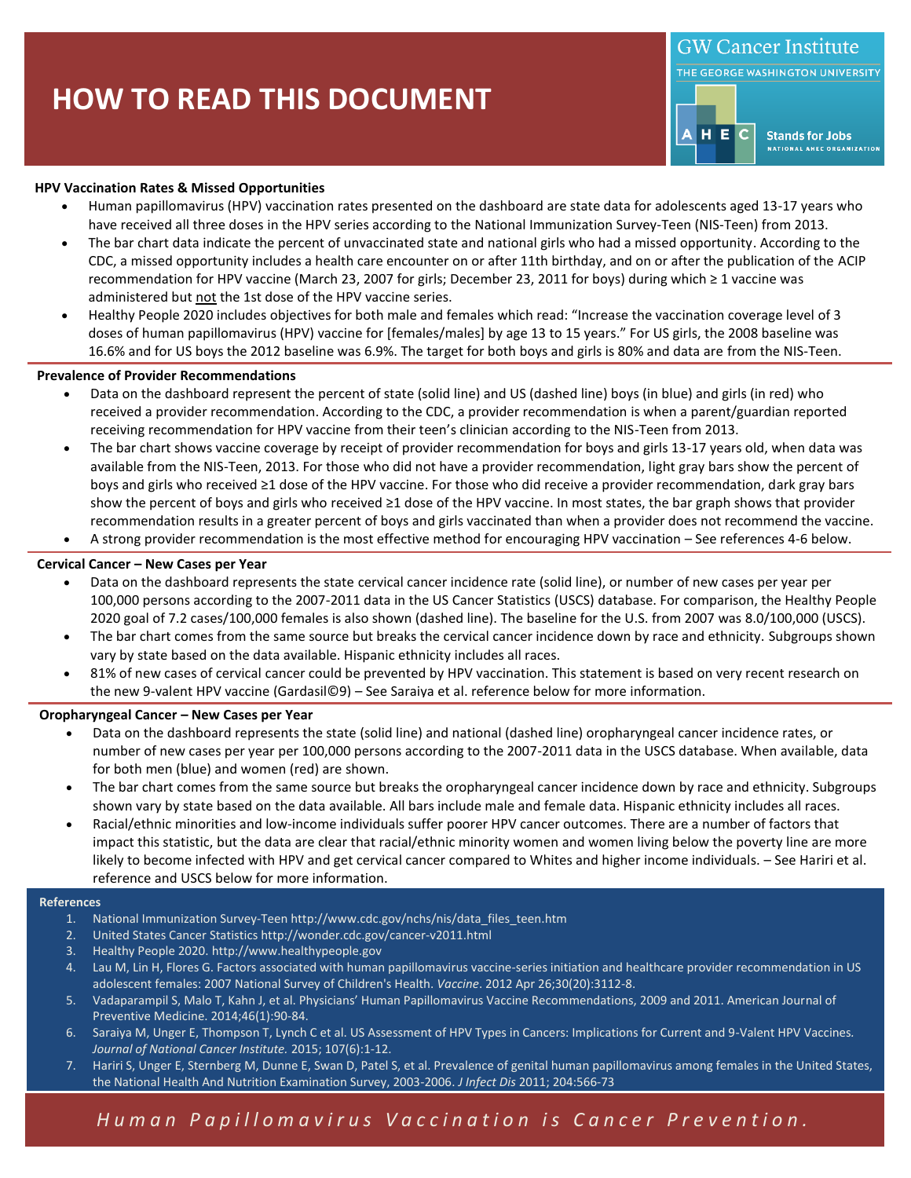# HOW TO READ THIS DOCUMENT

GW Cancer Institute
THE GEORGE WASHINGTON UNIVERSITY
AHEC Stands for Jobs
NATIONAL AHEC ORGANIZATION

**HPV Vaccination Rates & Missed Opportunities**

- Human papillomavirus (HPV) vaccination rates presented on the dashboard are state data for adolescents aged 13-17 years who have received all three doses in the HPV series according to the National Immunization Survey-Teen (NIS-Teen) from 2013.
- The bar chart data indicate the percent of unvaccinated state and national girls who had a missed opportunity. According to the CDC, a missed opportunity includes a health care encounter on or after 11th birthday, and on or after the publication of the ACIP recommendation for HPV vaccine (March 23, 2007 for girls; December 23, 2011 for boys) during which ≥ 1 vaccine was administered but not the 1st dose of the HPV vaccine series.
- Healthy People 2020 includes objectives for both male and females which read: "Increase the vaccination coverage level of 3 doses of human papillomavirus (HPV) vaccine for [females/males] by age 13 to 15 years." For US girls, the 2008 baseline was 16.6% and for US boys the 2012 baseline was 6.9%. The target for both boys and girls is 80% and data are from the NIS-Teen.

**Prevalence of Provider Recommendations**

- Data on the dashboard represent the percent of state (solid line) and US (dashed line) boys (in blue) and girls (in red) who received a provider recommendation. According to the CDC, a provider recommendation is when a parent/guardian reported receiving recommendation for HPV vaccine from their teen's clinician according to the NIS-Teen from 2013.
- The bar chart shows vaccine coverage by receipt of provider recommendation for boys and girls 13-17 years old, when data was available from the NIS-Teen, 2013. For those who did not have a provider recommendation, light gray bars show the percent of boys and girls who received ≥1 dose of the HPV vaccine. For those who did receive a provider recommendation, dark gray bars show the percent of boys and girls who received ≥1 dose of the HPV vaccine. In most states, the bar graph shows that provider recommendation results in a greater percent of boys and girls vaccinated than when a provider does not recommend the vaccine.
- A strong provider recommendation is the most effective method for encouraging HPV vaccination – See references 4-6 below.

**Cervical Cancer – New Cases per Year**

- Data on the dashboard represents the state cervical cancer incidence rate (solid line), or number of new cases per year per 100,000 persons according to the 2007-2011 data in the US Cancer Statistics (USCS) database. For comparison, the Healthy People 2020 goal of 7.2 cases/100,000 females is also shown (dashed line). The baseline for the U.S. from 2007 was 8.0/100,000 (USCS).
- The bar chart comes from the same source but breaks the cervical cancer incidence down by race and ethnicity. Subgroups shown vary by state based on the data available. Hispanic ethnicity includes all races.
- 81% of new cases of cervical cancer could be prevented by HPV vaccination. This statement is based on very recent research on the new 9-valent HPV vaccine (Gardasil©9) – See Saraiya et al. reference below for more information.

**Oropharyngeal Cancer – New Cases per Year**

- Data on the dashboard represents the state (solid line) and national (dashed line) oropharyngeal cancer incidence rates, or number of new cases per year per 100,000 persons according to the 2007-2011 data in the USCS database. When available, data for both men (blue) and women (red) are shown.
- The bar chart comes from the same source but breaks the oropharyngeal cancer incidence down by race and ethnicity. Subgroups shown vary by state based on the data available. All bars include male and female data. Hispanic ethnicity includes all races.
- Racial/ethnic minorities and low-income individuals suffer poorer HPV cancer outcomes. There are a number of factors that impact this statistic, but the data are clear that racial/ethnic minority women and women living below the poverty line are more likely to become infected with HPV and get cervical cancer compared to Whites and higher income individuals. – See Hariri et al. reference and USCS below for more information.

**References**

1. National Immunization Survey-Teen http://www.cdc.gov/nchs/nis/data_files_teen.htm
2. United States Cancer Statistics http://wonder.cdc.gov/cancer-v2011.html
3. Healthy People 2020. http://www.healthypeople.gov
4. Lau M, Lin H, Flores G. Factors associated with human papillomavirus vaccine-series initiation and healthcare provider recommendation in US adolescent females: 2007 National Survey of Children's Health. *Vaccine*. 2012 Apr 26;30(20):3112-8.
5. Vadaparampil S, Malo T, Kahn J, et al. Physicians' Human Papillomavirus Vaccine Recommendations, 2009 and 2011. American Journal of Preventive Medicine. 2014;46(1):90-84.
6. Saraiya M, Unger E, Thompson T, Lynch C et al. US Assessment of HPV Types in Cancers: Implications for Current and 9-Valent HPV Vaccines. *Journal of National Cancer Institute.* 2015; 107(6):1-12.
7. Hariri S, Unger E, Sternberg M, Dunne E, Swan D, Patel S, et al. Prevalence of genital human papillomavirus among females in the United States, the National Health And Nutrition Examination Survey, 2003-2006. *J Infect Dis* 2011; 204:566-73

*Human Papillomavirus Vaccination is Cancer Prevention.*